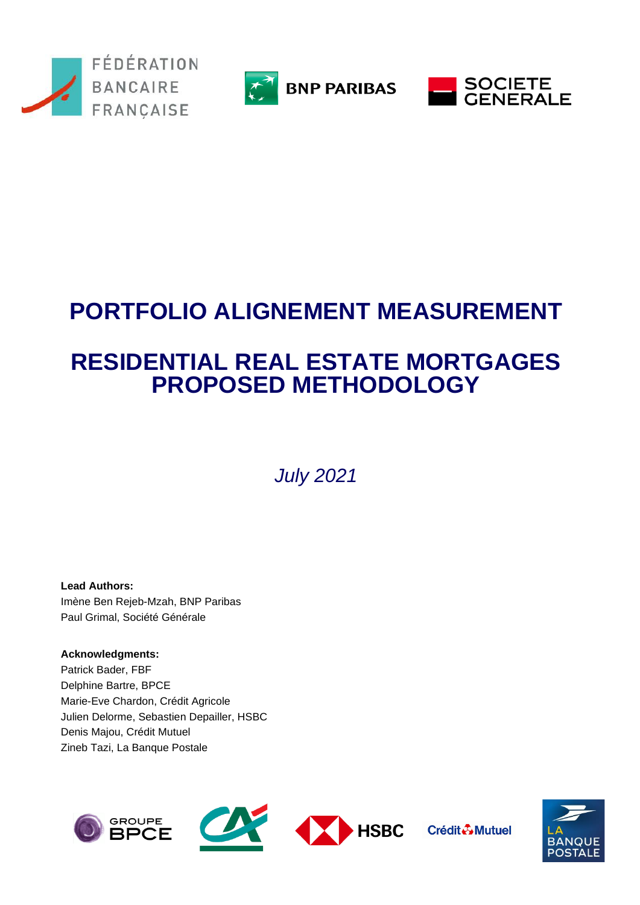# PORTFOLIO ALIGNEMENT MEASUREMENT

# RESIDENTIAL REAL ESTATE MORTGAGES PROPOSED METHODOLOGY

*July 2021*

**Lead Authors:**
Imène Ben Rejeb-Mzah, BNP Paribas
Paul Grimal, Société Générale

**Acknowledgments:**
Patrick Bader, FBF
Delphine Bartre, BPCE
Marie-Eve Chardon, Crédit Agricole
Julien Delorme, Sebastien Depailler, HSBC
Denis Majou, Crédit Mutuel
Zineb Tazi, La Banque Postale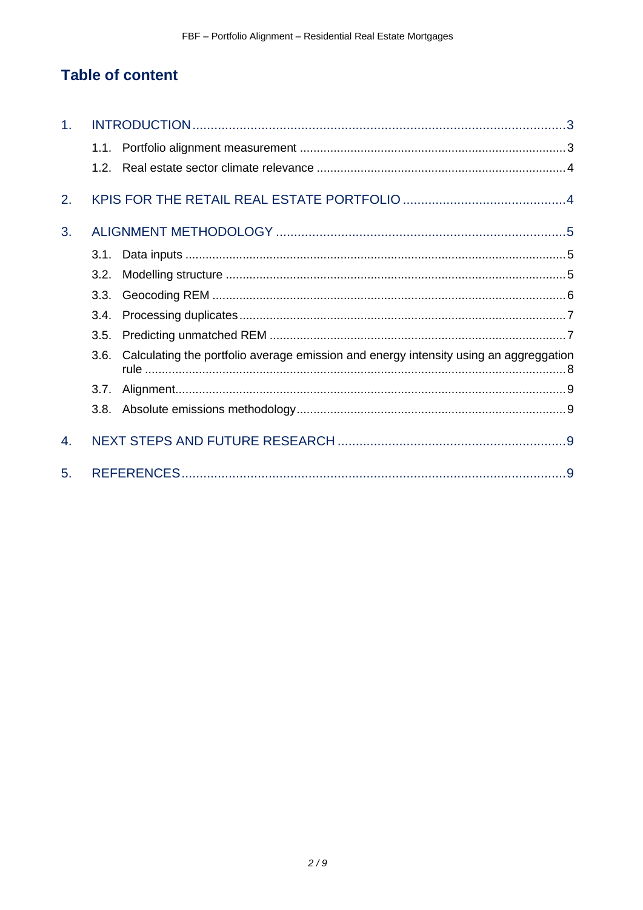# Table of content

1. INTRODUCTION ..... 3
   - 1.1. Portfolio alignment measurement ..... 3
   - 1.2. Real estate sector climate relevance ..... 4
2. KPIS FOR THE RETAIL REAL ESTATE PORTFOLIO ..... 4
3. ALIGNMENT METHODOLOGY ..... 5
   - 3.1. Data inputs ..... 5
   - 3.2. Modelling structure ..... 5
   - 3.3. Geocoding REM ..... 6
   - 3.4. Processing duplicates ..... 7
   - 3.5. Predicting unmatched REM ..... 7
   - 3.6. Calculating the portfolio average emission and energy intensity using an aggreggation rule ..... 8
   - 3.7. Alignment ..... 9
   - 3.8. Absolute emissions methodology ..... 9
4. NEXT STEPS AND FUTURE RESEARCH ..... 9
5. REFERENCES ..... 9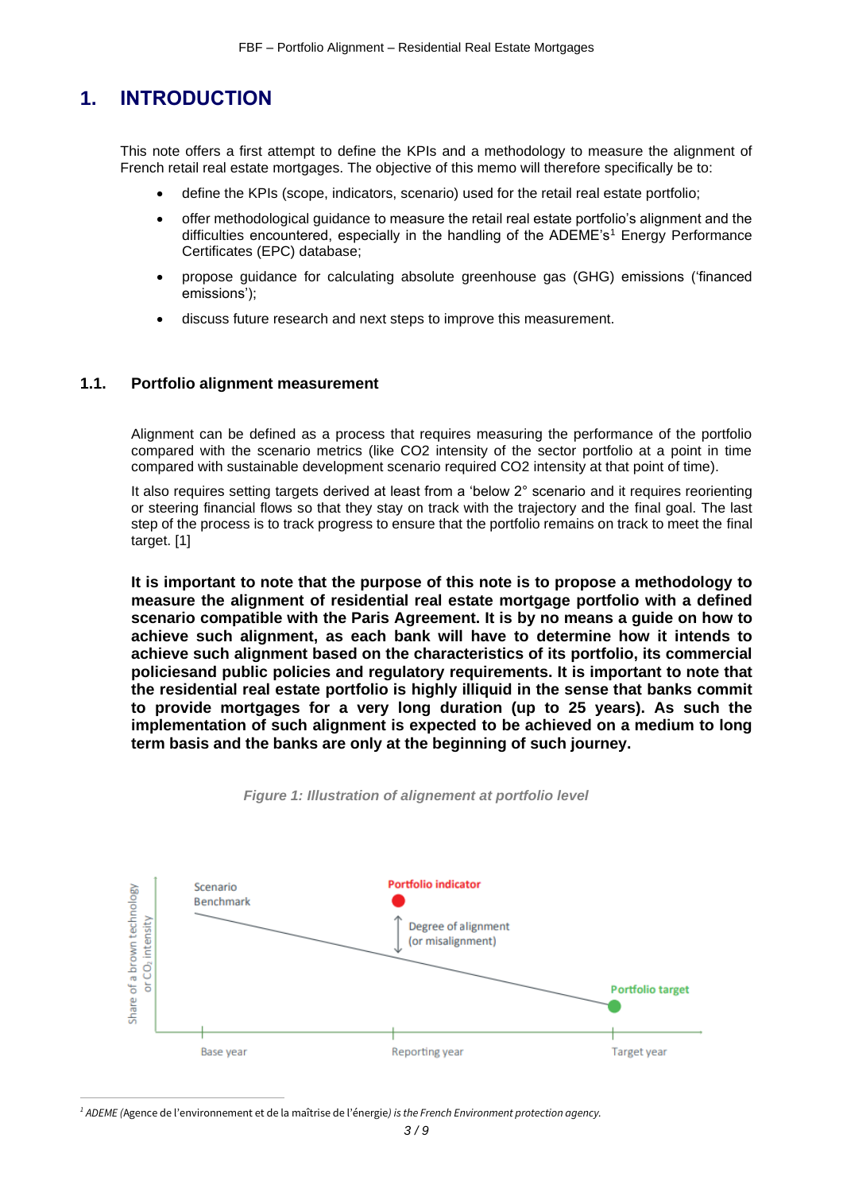# 1. INTRODUCTION

This note offers a first attempt to define the KPIs and a methodology to measure the alignment of French retail real estate mortgages. The objective of this memo will therefore specifically be to:

- define the KPIs (scope, indicators, scenario) used for the retail real estate portfolio;
- offer methodological guidance to measure the retail real estate portfolio's alignment and the difficulties encountered, especially in the handling of the ADEME's[1] Energy Performance Certificates (EPC) database;
- propose guidance for calculating absolute greenhouse gas (GHG) emissions ('financed emissions');
- discuss future research and next steps to improve this measurement.

## 1.1. Portfolio alignment measurement

Alignment can be defined as a process that requires measuring the performance of the portfolio compared with the scenario metrics (like CO2 intensity of the sector portfolio at a point in time compared with sustainable development scenario required CO2 intensity at that point of time).

It also requires setting targets derived at least from a 'below 2° scenario and it requires reorienting or steering financial flows so that they stay on track with the trajectory and the final goal. The last step of the process is to track progress to ensure that the portfolio remains on track to meet the final target. [1]

**It is important to note that the purpose of this note is to propose a methodology to measure the alignment of residential real estate mortgage portfolio with a defined scenario compatible with the Paris Agreement. It is by no means a guide on how to achieve such alignment, as each bank will have to determine how it intends to achieve such alignment based on the characteristics of its portfolio, its commercial policiesand public policies and regulatory requirements. It is important to note that the residential real estate portfolio is highly illiquid in the sense that banks commit to provide mortgages for a very long duration (up to 25 years). As such the implementation of such alignment is expected to be achieved on a medium to long term basis and the banks are only at the beginning of such journey.**

*Figure 1: Illustration of alignement at portfolio level*

Share of a brown technology or $CO_2$ intensity

Scenario Benchmark

Portfolio indicator

Degree of alignment (or misalignment)

Portfolio target

Base year | Reporting year | Target year

[1] *ADEME (*Agence de l'environnement et de la maîtrise de l'énergie*) is the French Environment protection agency.*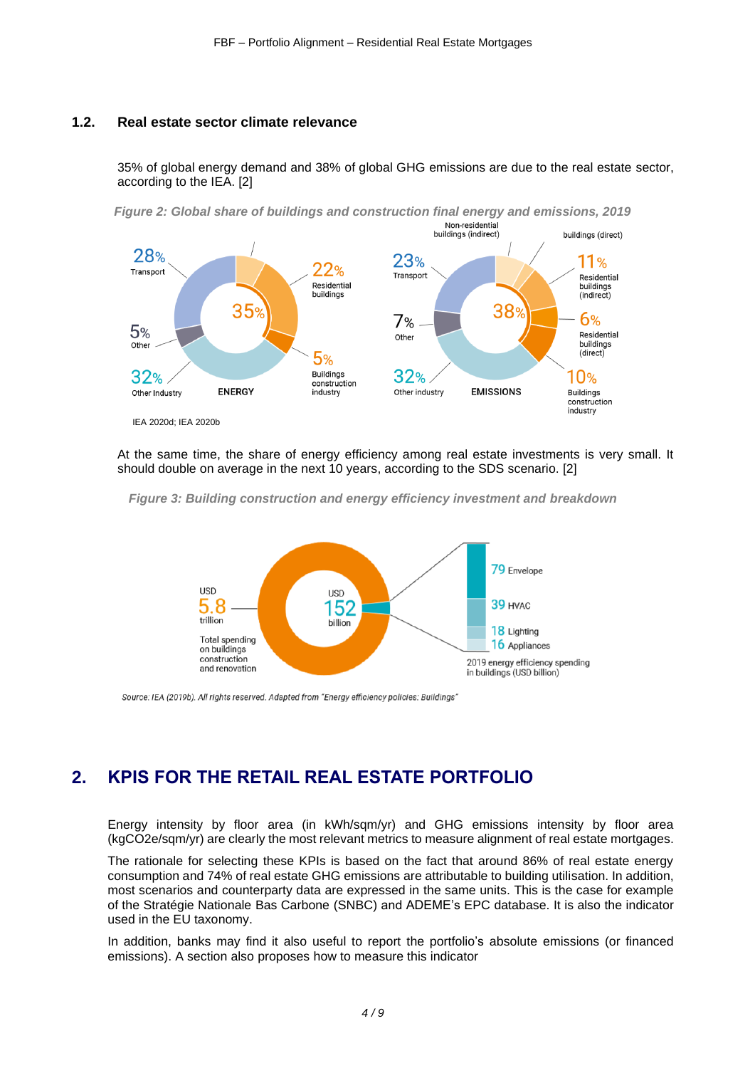## 1.2. Real estate sector climate relevance

35% of global energy demand and 38% of global GHG emissions are due to the real estate sector, according to the IEA. [2]

*Figure 2: Global share of buildings and construction final energy and emissions, 2019*

IEA 2020d; IEA 2020b

At the same time, the share of energy efficiency among real estate investments is very small. It should double on average in the next 10 years, according to the SDS scenario. [2]

*Figure 3: Building construction and energy efficiency investment and breakdown*

Source: IEA (2019b). All rights reserved. Adapted from "Energy efficiency policies: Buildings"

# 2. KPIS FOR THE RETAIL REAL ESTATE PORTFOLIO

Energy intensity by floor area (in kWh/sqm/yr) and GHG emissions intensity by floor area (kgCO2e/sqm/yr) are clearly the most relevant metrics to measure alignment of real estate mortgages.

The rationale for selecting these KPIs is based on the fact that around 86% of real estate energy consumption and 74% of real estate GHG emissions are attributable to building utilisation. In addition, most scenarios and counterparty data are expressed in the same units. This is the case for example of the Stratégie Nationale Bas Carbone (SNBC) and ADEME's EPC database. It is also the indicator used in the EU taxonomy.

In addition, banks may find it also useful to report the portfolio's absolute emissions (or financed emissions). A section also proposes how to measure this indicator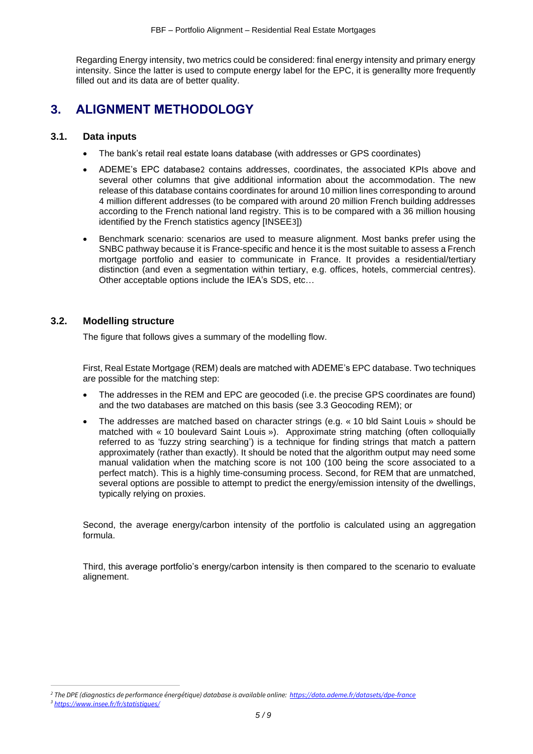Regarding Energy intensity, two metrics could be considered: final energy intensity and primary energy intensity. Since the latter is used to compute energy label for the EPC, it is generallty more frequently filled out and its data are of better quality.

# 3. ALIGNMENT METHODOLOGY

## 3.1. Data inputs

- The bank's retail real estate loans database (with addresses or GPS coordinates)
- ADEME's EPC database[2] contains addresses, coordinates, the associated KPIs above and several other columns that give additional information about the accommodation. The new release of this database contains coordinates for around 10 million lines corresponding to around 4 million different addresses (to be compared with around 20 million French building addresses according to the French national land registry. This is to be compared with a 36 million housing identified by the French statistics agency [INSEE[3]])
- Benchmark scenario: scenarios are used to measure alignment. Most banks prefer using the SNBC pathway because it is France-specific and hence it is the most suitable to assess a French mortgage portfolio and easier to communicate in France. It provides a residential/tertiary distinction (and even a segmentation within tertiary, e.g. offices, hotels, commercial centres). Other acceptable options include the IEA's SDS, etc…

## 3.2. Modelling structure

The figure that follows gives a summary of the modelling flow.

First, Real Estate Mortgage (REM) deals are matched with ADEME's EPC database. Two techniques are possible for the matching step:

- The addresses in the REM and EPC are geocoded (i.e. the precise GPS coordinates are found) and the two databases are matched on this basis (see 3.3 Geocoding REM); or
- The addresses are matched based on character strings (e.g. « 10 bld Saint Louis » should be matched with « 10 boulevard Saint Louis »). Approximate string matching (often colloquially referred to as 'fuzzy string searching') is a technique for finding strings that match a pattern approximately (rather than exactly). It should be noted that the algorithm output may need some manual validation when the matching score is not 100 (100 being the score associated to a perfect match). This is a highly time-consuming process. Second, for REM that are unmatched, several options are possible to attempt to predict the energy/emission intensity of the dwellings, typically relying on proxies.

Second, the average energy/carbon intensity of the portfolio is calculated using an aggregation formula.

Third, this average portfolio's energy/carbon intensity is then compared to the scenario to evaluate alignement.

---

[2] *The DPE (diagnostics de performance énergétique) database is available online: https://data.ademe.fr/datasets/dpe-france*

[3] *https://www.insee.fr/fr/statistiques/*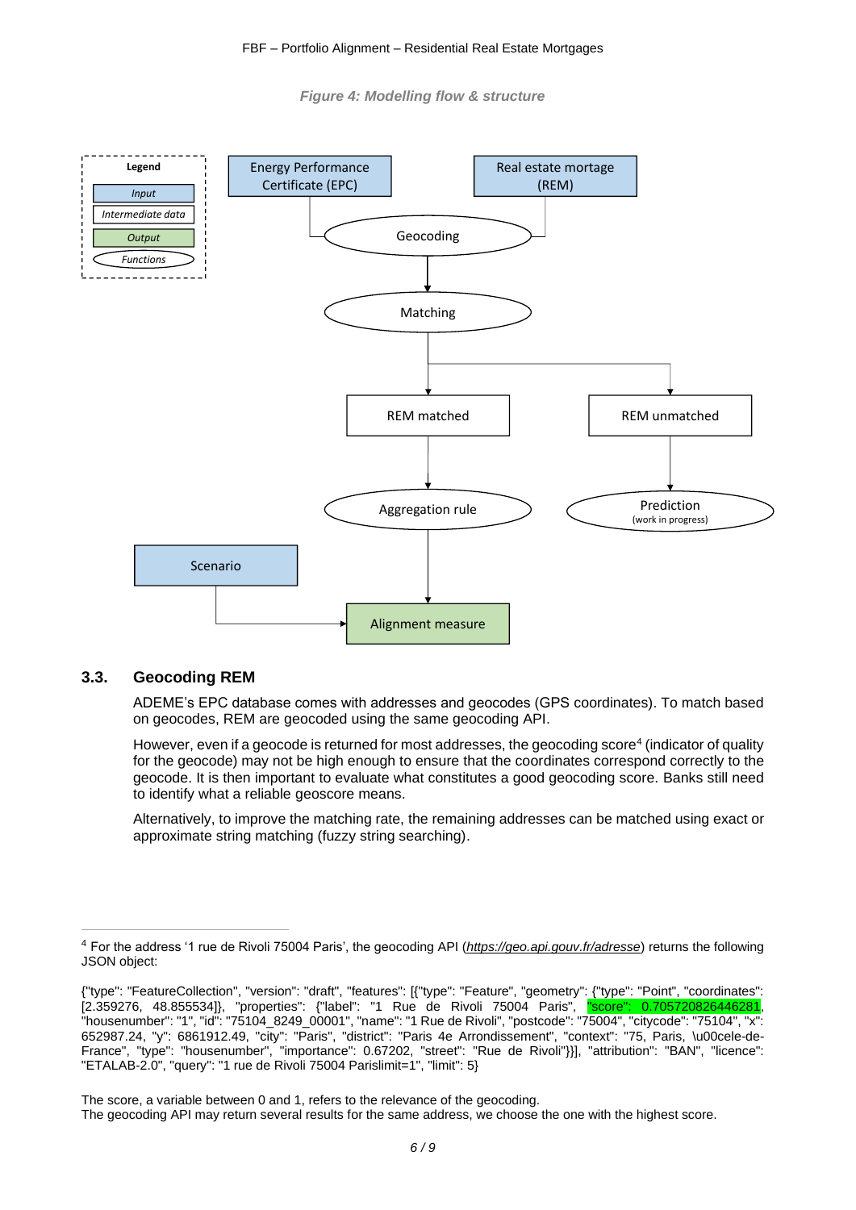*Figure 4: Modelling flow & structure*

Legend: Input | Intermediate data | Output | Functions

Energy Performance Certificate (EPC)

Real estate mortage (REM)

Geocoding

Matching

REM matched

REM unmatched

Aggregation rule

Prediction (work in progress)

Scenario

Alignment measure

### 3.3. Geocoding REM

ADEME's EPC database comes with addresses and geocodes (GPS coordinates). To match based on geocodes, REM are geocoded using the same geocoding API.

However, even if a geocode is returned for most addresses, the geocoding score[4] (indicator of quality for the geocode) may not be high enough to ensure that the coordinates correspond correctly to the geocode. It is then important to evaluate what constitutes a good geocoding score. Banks still need to identify what a reliable geoscore means.

Alternatively, to improve the matching rate, the remaining addresses can be matched using exact or approximate string matching (fuzzy string searching).

---

[4] For the address '1 rue de Rivoli 75004 Paris', the geocoding API (*https://geo.api.gouv.fr/adresse*) returns the following JSON object:

{"type": "FeatureCollection", "version": "draft", "features": [{"type": "Feature", "geometry": {"type": "Point", "coordinates": [2.359276, 48.855534]}, "properties": {"label": "1 Rue de Rivoli 75004 Paris", "score": 0.705720826446281, "housenumber": "1", "id": "75104_8249_00001", "name": "1 Rue de Rivoli", "postcode": "75004", "citycode": "75104", "x": 652987.24, "y": 6861912.49, "city": "Paris", "district": "Paris 4e Arrondissement", "context": "75, Paris, \u00cele-de-France", "type": "housenumber", "importance": 0.67202, "street": "Rue de Rivoli"}}], "attribution": "BAN", "licence": "ETALAB-2.0", "query": "1 rue de Rivoli 75004 Parislimit=1", "limit": 5}

The score, a variable between 0 and 1, refers to the relevance of the geocoding.
The geocoding API may return several results for the same address, we choose the one with the highest score.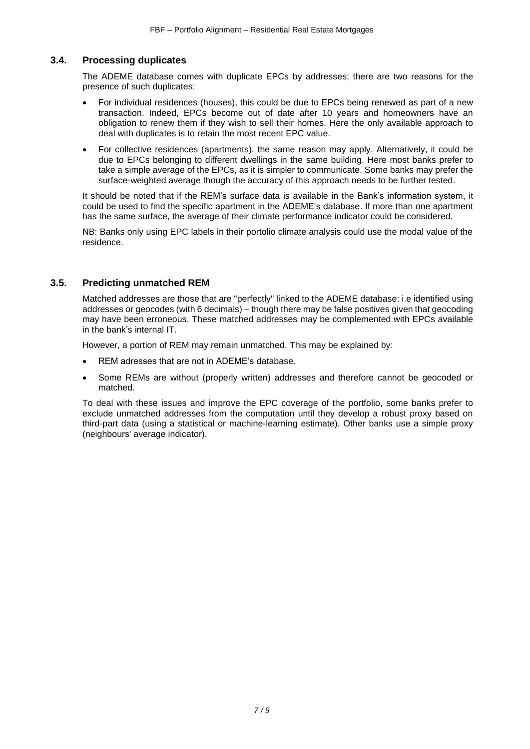### 3.4. Processing duplicates

The ADEME database comes with duplicate EPCs by addresses; there are two reasons for the presence of such duplicates:

- For individual residences (houses), this could be due to EPCs being renewed as part of a new transaction. Indeed, EPCs become out of date after 10 years and homeowners have an obligation to renew them if they wish to sell their homes. Here the only available approach to deal with duplicates is to retain the most recent EPC value.
- For collective residences (apartments), the same reason may apply. Alternatively, it could be due to EPCs belonging to different dwellings in the same building. Here most banks prefer to take a simple average of the EPCs, as it is simpler to communicate. Some banks may prefer the surface-weighted average though the accuracy of this approach needs to be further tested.

It should be noted that if the REM's surface data is available in the Bank's information system, it could be used to find the specific apartment in the ADEME's database. If more than one apartment has the same surface, the average of their climate performance indicator could be considered.

NB: Banks only using EPC labels in their portolio climate analysis could use the modal value of the residence.

### 3.5. Predicting unmatched REM

Matched addresses are those that are "perfectly" linked to the ADEME database: i.e identified using addresses or geocodes (with 6 decimals) – though there may be false positives given that geocoding may have been erroneous. These matched addresses may be complemented with EPCs available in the bank's internal IT.

However, a portion of REM may remain unmatched. This may be explained by:

- REM adresses that are not in ADEME's database.
- Some REMs are without (properly written) addresses and therefore cannot be geocoded or matched.

To deal with these issues and improve the EPC coverage of the portfolio, some banks prefer to exclude unmatched addresses from the computation until they develop a robust proxy based on third-part data (using a statistical or machine-learning estimate). Other banks use a simple proxy (neighbours' average indicator).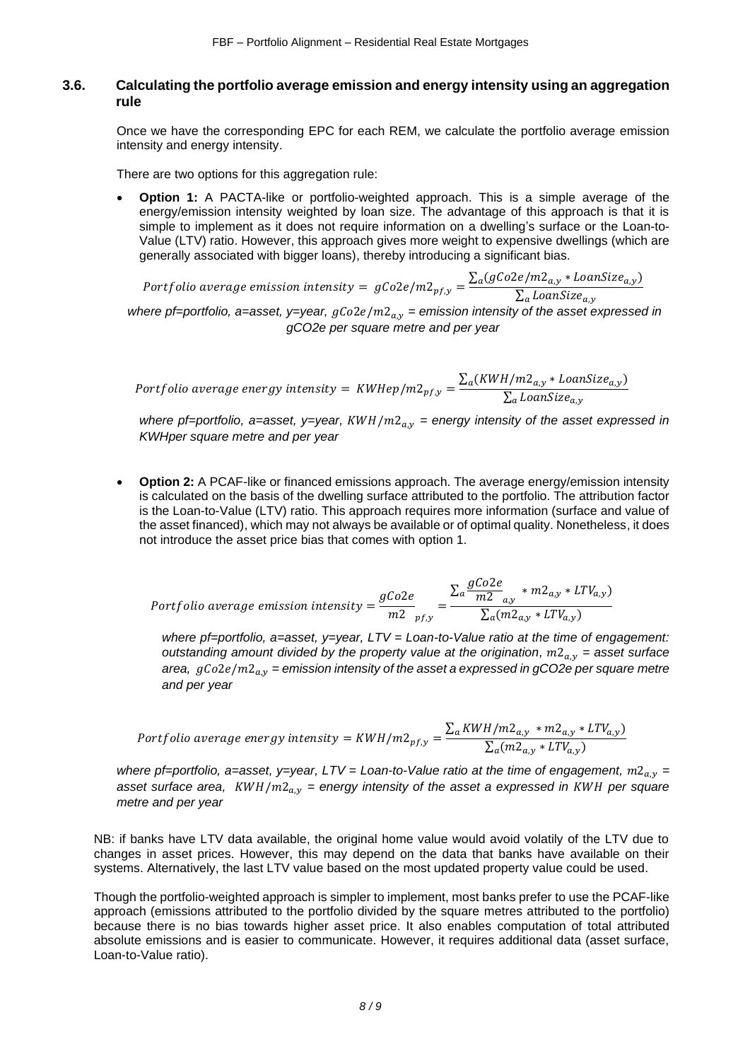### 3.6. Calculating the portfolio average emission and energy intensity using an aggregation rule

Once we have the corresponding EPC for each REM, we calculate the portfolio average emission intensity and energy intensity.

There are two options for this aggregation rule:

- **Option 1:** A PACTA-like or portfolio-weighted approach. This is a simple average of the energy/emission intensity weighted by loan size. The advantage of this approach is that it is simple to implement as it does not require information on a dwelling's surface or the Loan-to-Value (LTV) ratio. However, this approach gives more weight to expensive dwellings (which are generally associated with bigger loans), thereby introducing a significant bias.

$$Portfolio\ average\ emission\ intensity = \ gCo2e/m2_{pf,y} = \frac{\sum_a (gCo2e/m2_{a,y} * LoanSize_{a,y})}{\sum_a LoanSize_{a,y}}$$

*where pf=portfolio, a=asset, y=year,* $gCo2e/m2_{a,y}$ *= emission intensity of the asset expressed in gCO2e per square metre and per year*

$$Portfolio\ average\ energy\ intensity = \ KWHep/m2_{pf,y} = \frac{\sum_a (KWH/m2_{a,y} * LoanSize_{a,y})}{\sum_a LoanSize_{a,y}}$$

*where pf=portfolio, a=asset, y=year,* $KWH/m2_{a,y}$ *= energy intensity of the asset expressed in KWHper square metre and per year*

- **Option 2:** A PCAF-like or financed emissions approach. The average energy/emission intensity is calculated on the basis of the dwelling surface attributed to the portfolio. The attribution factor is the Loan-to-Value (LTV) ratio. This approach requires more information (surface and value of the asset financed), which may not always be available or of optimal quality. Nonetheless, it does not introduce the asset price bias that comes with option 1.

$$Portfolio\ average\ emission\ intensity = \frac{gCo2e}{m2}_{pf,y} = \frac{\sum_a \frac{gCo2e}{m2}_{a,y} * m2_{a,y} * LTV_{a,y})}{\sum_a (m2_{a,y} * LTV_{a,y})}$$

*where pf=portfolio, a=asset, y=year, LTV = Loan-to-Value ratio at the time of engagement: outstanding amount divided by the property value at the origination,* $m2_{a,y}$ *= asset surface area,* $gCo2e/m2_{a,y}$ *= emission intensity of the asset a expressed in gCO2e per square metre and per year*

$$Portfolio\ average\ energy\ intensity = KWH/m2_{pf,y} = \frac{\sum_a KWH/m2_{a,y} * m2_{a,y} * LTV_{a,y})}{\sum_a (m2_{a,y} * LTV_{a,y})}$$

*where pf=portfolio, a=asset, y=year, LTV = Loan-to-Value ratio at the time of engagement,* $m2_{a,y}$ *= asset surface area,* $KWH/m2_{a,y}$ *= energy intensity of the asset a expressed in* $KWH$ *per square metre and per year*

NB: if banks have LTV data available, the original home value would avoid volatily of the LTV due to changes in asset prices. However, this may depend on the data that banks have available on their systems. Alternatively, the last LTV value based on the most updated property value could be used.

Though the portfolio-weighted approach is simpler to implement, most banks prefer to use the PCAF-like approach (emissions attributed to the portfolio divided by the square metres attributed to the portfolio) because there is no bias towards higher asset price. It also enables computation of total attributed absolute emissions and is easier to communicate. However, it requires additional data (asset surface, Loan-to-Value ratio).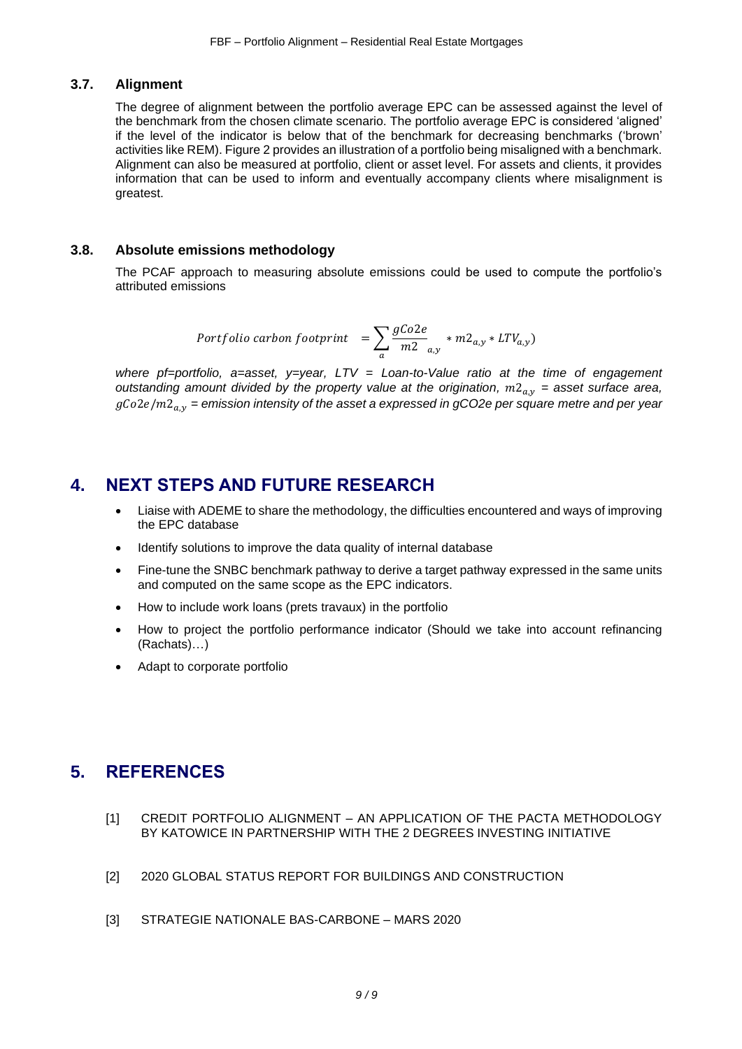### 3.7. Alignment

The degree of alignment between the portfolio average EPC can be assessed against the level of the benchmark from the chosen climate scenario. The portfolio average EPC is considered 'aligned' if the level of the indicator is below that of the benchmark for decreasing benchmarks ('brown' activities like REM). Figure 2 provides an illustration of a portfolio being misaligned with a benchmark. Alignment can also be measured at portfolio, client or asset level. For assets and clients, it provides information that can be used to inform and eventually accompany clients where misalignment is greatest.

### 3.8. Absolute emissions methodology

The PCAF approach to measuring absolute emissions could be used to compute the portfolio's attributed emissions

$$Portfolio\ carbon\ footprint \ = \sum_{a} \frac{gCo2e}{m2}_{a,y} * m2_{a,y} * LTV_{a,y})$$

*where pf=portfolio, a=asset, y=year, LTV = Loan-to-Value ratio at the time of engagement outstanding amount divided by the property value at the origination,* $m2_{a,y}$ *= asset surface area,* $gCo2e/m2_{a,y}$ *= emission intensity of the asset a expressed in gCO2e per square metre and per year*

## 4. NEXT STEPS AND FUTURE RESEARCH

- Liaise with ADEME to share the methodology, the difficulties encountered and ways of improving the EPC database
- Identify solutions to improve the data quality of internal database
- Fine-tune the SNBC benchmark pathway to derive a target pathway expressed in the same units and computed on the same scope as the EPC indicators.
- How to include work loans (prets travaux) in the portfolio
- How to project the portfolio performance indicator (Should we take into account refinancing (Rachats)…)
- Adapt to corporate portfolio

## 5. REFERENCES

[1] CREDIT PORTFOLIO ALIGNMENT – AN APPLICATION OF THE PACTA METHODOLOGY BY KATOWICE IN PARTNERSHIP WITH THE 2 DEGREES INVESTING INITIATIVE

[2] 2020 GLOBAL STATUS REPORT FOR BUILDINGS AND CONSTRUCTION

[3] STRATEGIE NATIONALE BAS-CARBONE – MARS 2020